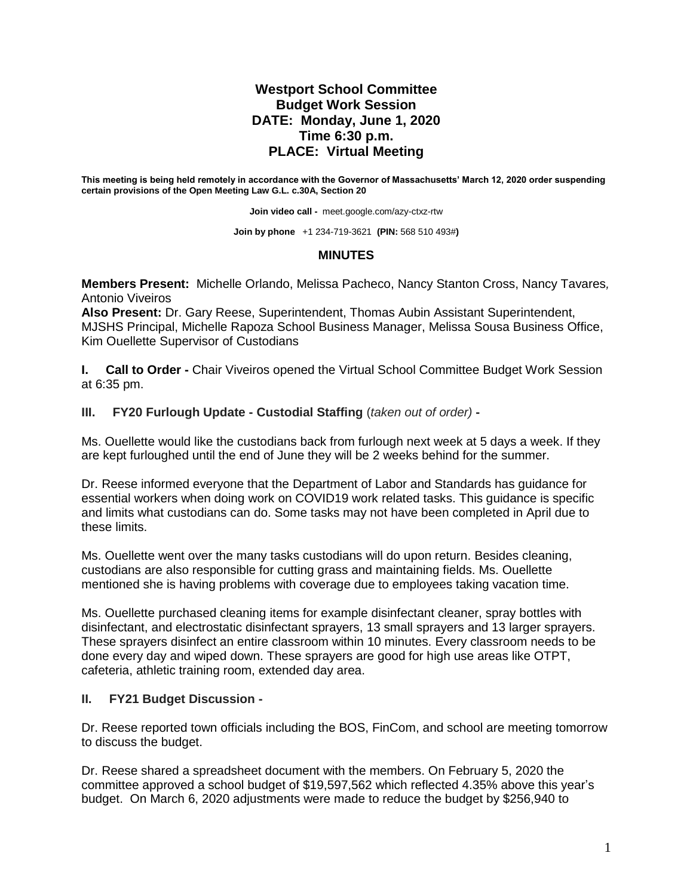# Westport School Committee
## Budget Work Session
## DATE: Monday, June 1, 2020
## Time 6:30 p.m.
## PLACE: Virtual Meeting

**This meeting is being held remotely in accordance with the Governor of Massachusetts' March 12, 2020 order suspending certain provisions of the Open Meeting Law G.L. c.30A, Section 20**

**Join video call -** meet.google.com/azy-ctxz-rtw

**Join by phone** +1 234-719-3621 **(PIN:** 568 510 493#**)**

## MINUTES

**Members Present:** Michelle Orlando, Melissa Pacheco, Nancy Stanton Cross, Nancy Tavares, Antonio Viveiros
**Also Present:** Dr. Gary Reese, Superintendent, Thomas Aubin Assistant Superintendent, MJSHS Principal, Michelle Rapoza School Business Manager, Melissa Sousa Business Office, Kim Ouellette Supervisor of Custodians

**I. Call to Order -** Chair Viveiros opened the Virtual School Committee Budget Work Session at 6:35 pm.

**III. FY20 Furlough Update - Custodial Staffing** (*taken out of order)* **-**

Ms. Ouellette would like the custodians back from furlough next week at 5 days a week. If they are kept furloughed until the end of June they will be 2 weeks behind for the summer.

Dr. Reese informed everyone that the Department of Labor and Standards has guidance for essential workers when doing work on COVID19 work related tasks. This guidance is specific and limits what custodians can do. Some tasks may not have been completed in April due to these limits.

Ms. Ouellette went over the many tasks custodians will do upon return. Besides cleaning, custodians are also responsible for cutting grass and maintaining fields. Ms. Ouellette mentioned she is having problems with coverage due to employees taking vacation time.

Ms. Ouellette purchased cleaning items for example disinfectant cleaner, spray bottles with disinfectant, and electrostatic disinfectant sprayers, 13 small sprayers and 13 larger sprayers. These sprayers disinfect an entire classroom within 10 minutes. Every classroom needs to be done every day and wiped down. These sprayers are good for high use areas like OTPT, cafeteria, athletic training room, extended day area.

**II. FY21 Budget Discussion -**

Dr. Reese reported town officials including the BOS, FinCom, and school are meeting tomorrow to discuss the budget.

Dr. Reese shared a spreadsheet document with the members. On February 5, 2020 the committee approved a school budget of $19,597,562 which reflected 4.35% above this year's budget. On March 6, 2020 adjustments were made to reduce the budget by $256,940 to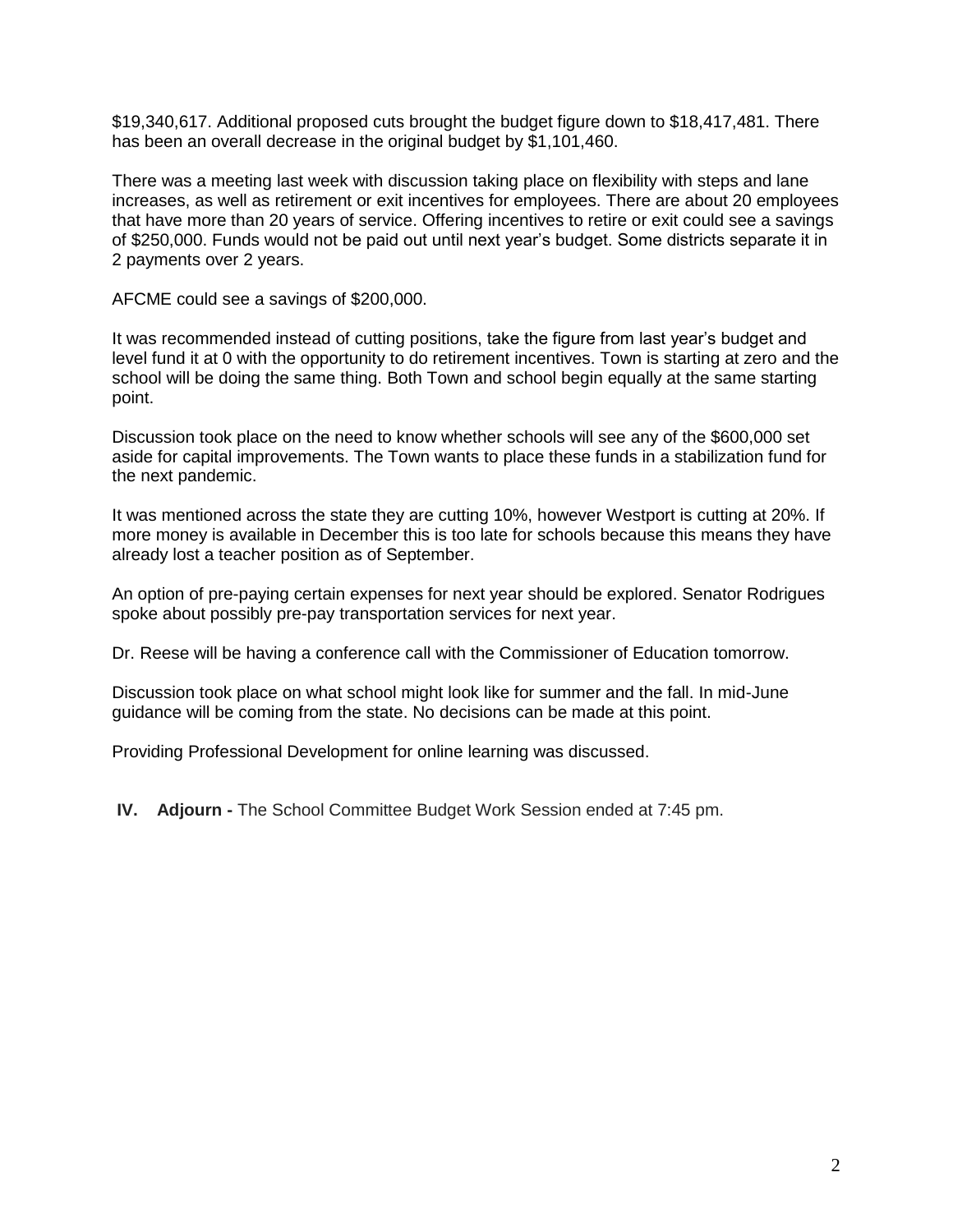$19,340,617. Additional proposed cuts brought the budget figure down to $18,417,481. There has been an overall decrease in the original budget by $1,101,460.

There was a meeting last week with discussion taking place on flexibility with steps and lane increases, as well as retirement or exit incentives for employees. There are about 20 employees that have more than 20 years of service. Offering incentives to retire or exit could see a savings of $250,000. Funds would not be paid out until next year's budget. Some districts separate it in 2 payments over 2 years.

AFCME could see a savings of $200,000.

It was recommended instead of cutting positions, take the figure from last year's budget and level fund it at 0 with the opportunity to do retirement incentives. Town is starting at zero and the school will be doing the same thing. Both Town and school begin equally at the same starting point.

Discussion took place on the need to know whether schools will see any of the $600,000 set aside for capital improvements. The Town wants to place these funds in a stabilization fund for the next pandemic.

It was mentioned across the state they are cutting 10%, however Westport is cutting at 20%. If more money is available in December this is too late for schools because this means they have already lost a teacher position as of September.

An option of pre-paying certain expenses for next year should be explored. Senator Rodrigues spoke about possibly pre-pay transportation services for next year.

Dr. Reese will be having a conference call with the Commissioner of Education tomorrow.

Discussion took place on what school might look like for summer and the fall. In mid-June guidance will be coming from the state. No decisions can be made at this point.

Providing Professional Development for online learning was discussed.

**IV. Adjourn -** The School Committee Budget Work Session ended at 7:45 pm.